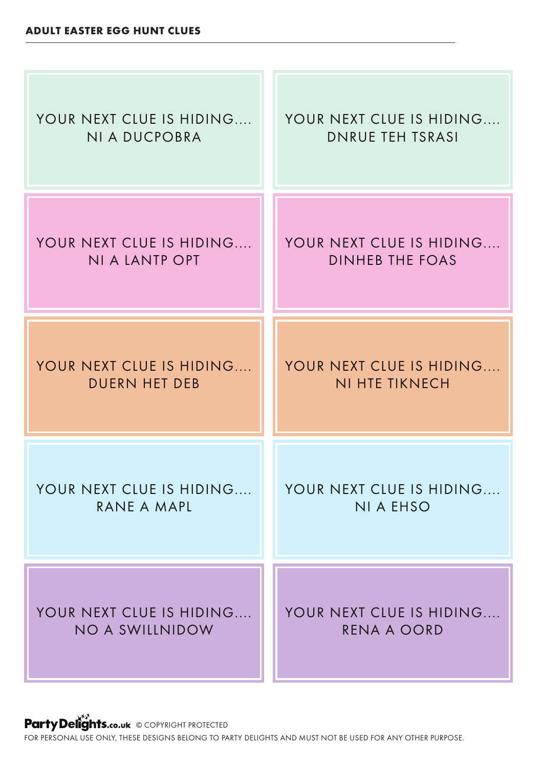**ADULT EASTER EGG HUNT CLUES**

YOUR NEXT CLUE IS HIDING....
NI A DUCPOBRA

YOUR NEXT CLUE IS HIDING....
DNRUE TEH TSRASI

YOUR NEXT CLUE IS HIDING....
NI A LANTP OPT

YOUR NEXT CLUE IS HIDING....
DINHEB THE FOAS

YOUR NEXT CLUE IS HIDING....
DUERN HET DEB

YOUR NEXT CLUE IS HIDING....
NI HTE TIKNECH

YOUR NEXT CLUE IS HIDING....
RANE A MAPL

YOUR NEXT CLUE IS HIDING....
NI A EHSO

YOUR NEXT CLUE IS HIDING....
NO A SWILLNIDOW

YOUR NEXT CLUE IS HIDING....
RENA A OORD

PartyDelights.co.uk © COPYRIGHT PROTECTED

FOR PERSONAL USE ONLY, THESE DESIGNS BELONG TO PARTY DELIGHTS AND MUST NOT BE USED FOR ANY OTHER PURPOSE.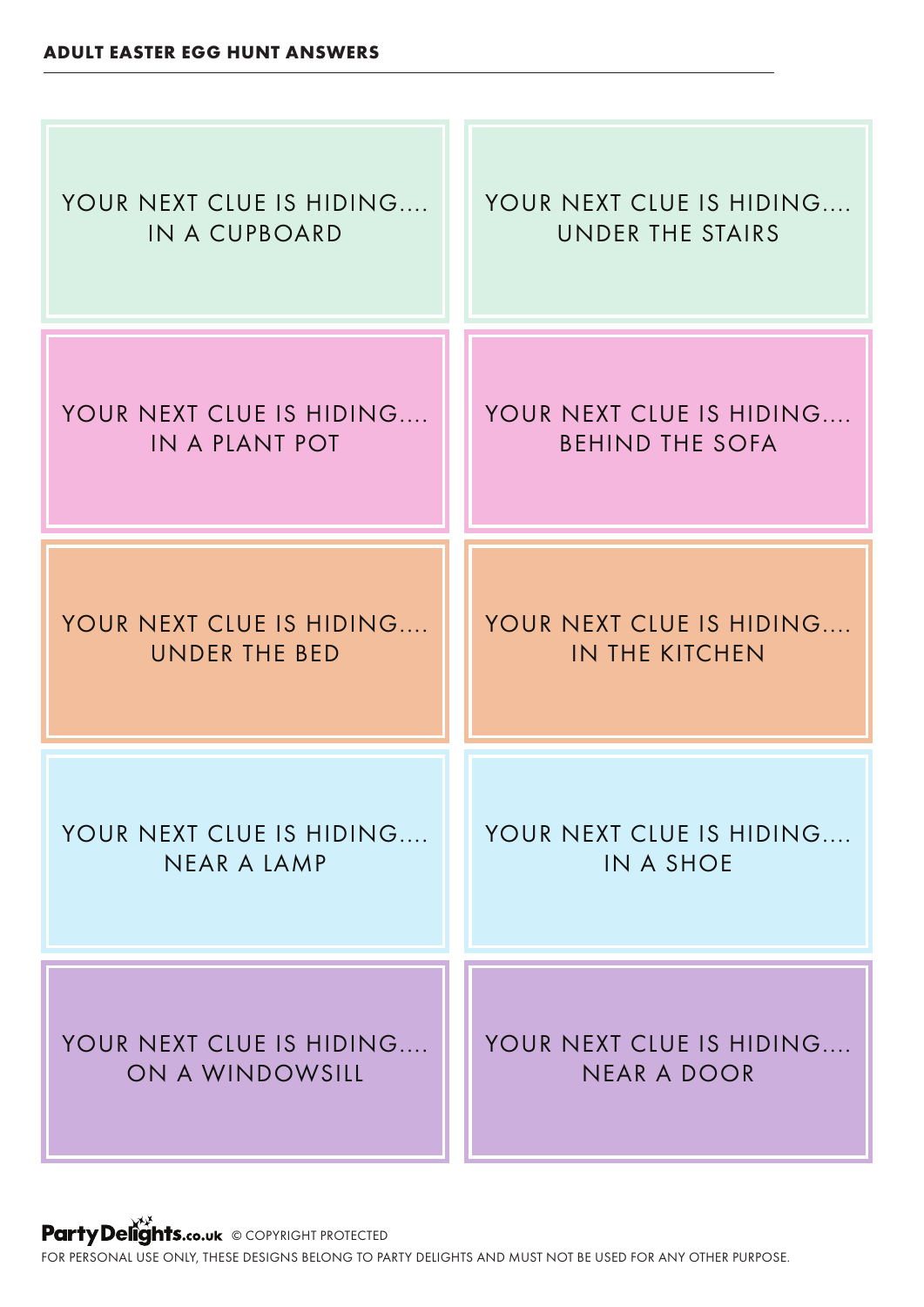**ADULT EASTER EGG HUNT ANSWERS**

YOUR NEXT CLUE IS HIDING....
IN A CUPBOARD

YOUR NEXT CLUE IS HIDING....
UNDER THE STAIRS

YOUR NEXT CLUE IS HIDING....
IN A PLANT POT

YOUR NEXT CLUE IS HIDING....
BEHIND THE SOFA

YOUR NEXT CLUE IS HIDING....
UNDER THE BED

YOUR NEXT CLUE IS HIDING....
IN THE KITCHEN

YOUR NEXT CLUE IS HIDING....
NEAR A LAMP

YOUR NEXT CLUE IS HIDING....
IN A SHOE

YOUR NEXT CLUE IS HIDING....
ON A WINDOWSILL

YOUR NEXT CLUE IS HIDING....
NEAR A DOOR

PartyDelights.co.uk © COPYRIGHT PROTECTED

FOR PERSONAL USE ONLY, THESE DESIGNS BELONG TO PARTY DELIGHTS AND MUST NOT BE USED FOR ANY OTHER PURPOSE.